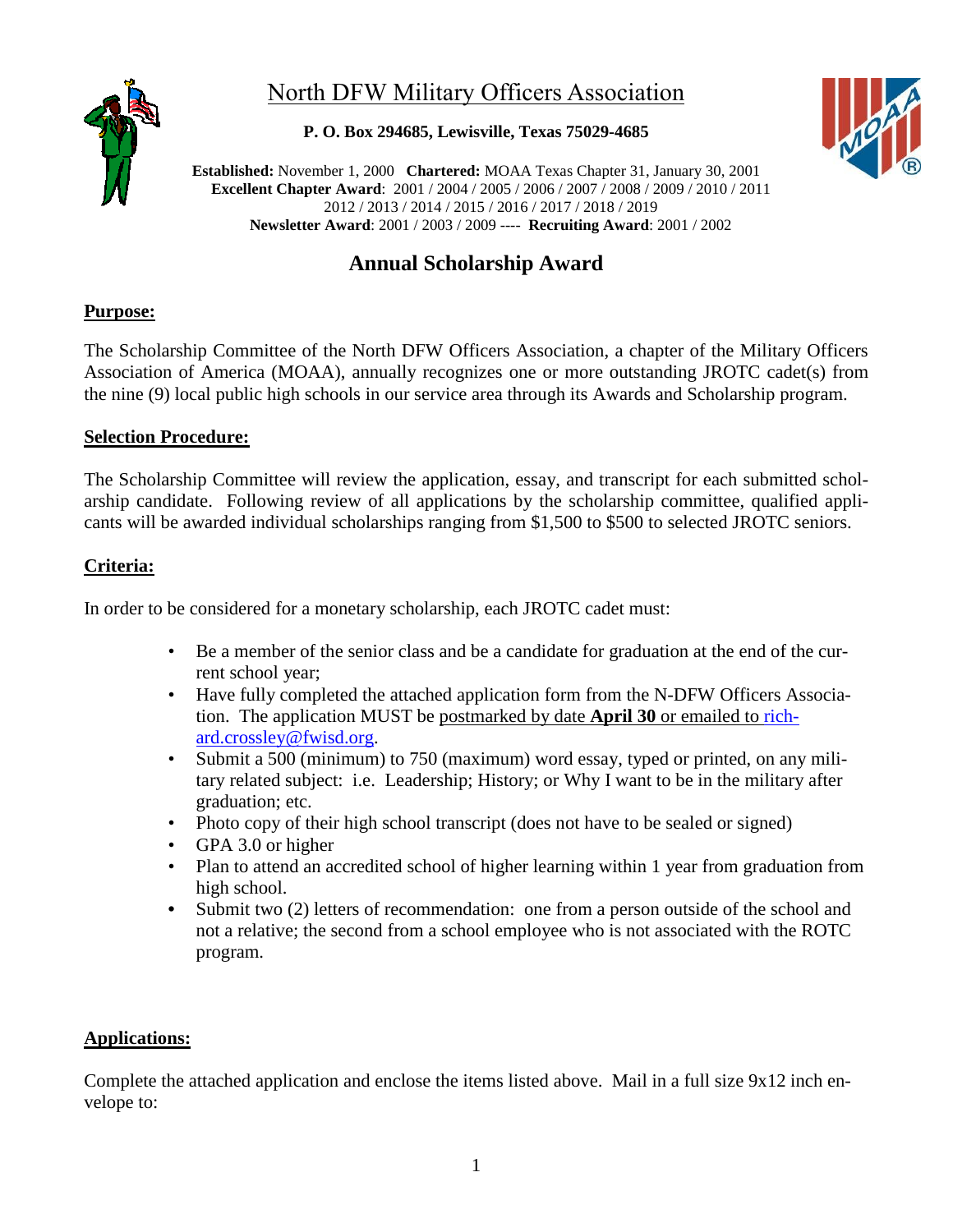# North DFW Military Officers Association

**P. O. Box 294685, Lewisville, Texas 75029-4685**

**Established:** November 1, 2000 **Chartered:** MOAA Texas Chapter 31, January 30, 2001
**Excellent Chapter Award**: 2001 / 2004 / 2005 / 2006 / 2007 / 2008 / 2009 / 2010 / 2011 2012 / 2013 / 2014 / 2015 / 2016 / 2017 / 2018 / 2019
**Newsletter Award**: 2001 / 2003 / 2009 ---- **Recruiting Award**: 2001 / 2002

## Annual Scholarship Award

**Purpose:**

The Scholarship Committee of the North DFW Officers Association, a chapter of the Military Officers Association of America (MOAA), annually recognizes one or more outstanding JROTC cadet(s) from the nine (9) local public high schools in our service area through its Awards and Scholarship program.

**Selection Procedure:**

The Scholarship Committee will review the application, essay, and transcript for each submitted scholarship candidate. Following review of all applications by the scholarship committee, qualified applicants will be awarded individual scholarships ranging from $1,500 to $500 to selected JROTC seniors.

**Criteria:**

In order to be considered for a monetary scholarship, each JROTC cadet must:

- Be a member of the senior class and be a candidate for graduation at the end of the current school year;
- Have fully completed the attached application form from the N-DFW Officers Association. The application MUST be postmarked by date **April 30** or emailed to richard.crossley@fwisd.org.
- Submit a 500 (minimum) to 750 (maximum) word essay, typed or printed, on any military related subject: i.e. Leadership; History; or Why I want to be in the military after graduation; etc.
- Photo copy of their high school transcript (does not have to be sealed or signed)
- GPA 3.0 or higher
- Plan to attend an accredited school of higher learning within 1 year from graduation from high school.
- Submit two (2) letters of recommendation: one from a person outside of the school and not a relative; the second from a school employee who is not associated with the ROTC program.

**Applications:**

Complete the attached application and enclose the items listed above. Mail in a full size 9x12 inch envelope to: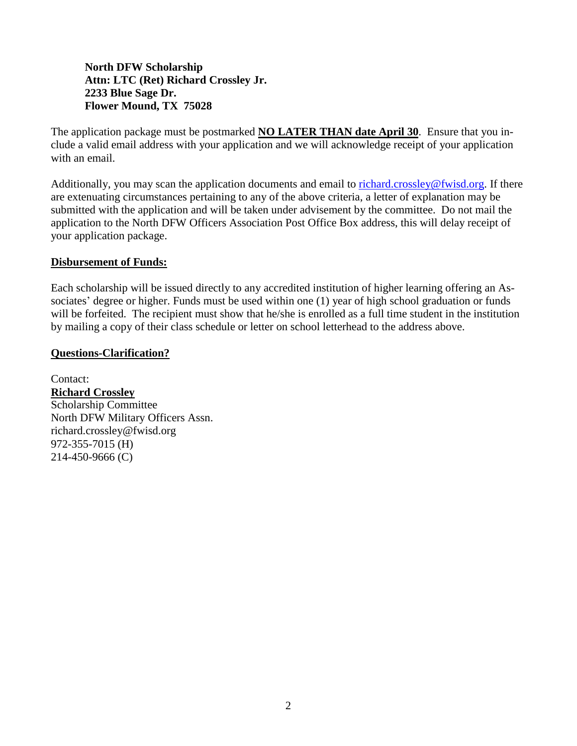**North DFW Scholarship**
**Attn: LTC (Ret) Richard Crossley Jr.**
**2233 Blue Sage Dr.**
**Flower Mound, TX 75028**

The application package must be postmarked **NO LATER THAN date April 30**. Ensure that you include a valid email address with your application and we will acknowledge receipt of your application with an email.

Additionally, you may scan the application documents and email to richard.crossley@fwisd.org. If there are extenuating circumstances pertaining to any of the above criteria, a letter of explanation may be submitted with the application and will be taken under advisement by the committee. Do not mail the application to the North DFW Officers Association Post Office Box address, this will delay receipt of your application package.

**Disbursement of Funds:**

Each scholarship will be issued directly to any accredited institution of higher learning offering an Associates' degree or higher. Funds must be used within one (1) year of high school graduation or funds will be forfeited. The recipient must show that he/she is enrolled as a full time student in the institution by mailing a copy of their class schedule or letter on school letterhead to the address above.

**Questions-Clarification?**

Contact:
**Richard Crossley**
Scholarship Committee
North DFW Military Officers Assn.
richard.crossley@fwisd.org
972-355-7015 (H)
214-450-9666 (C)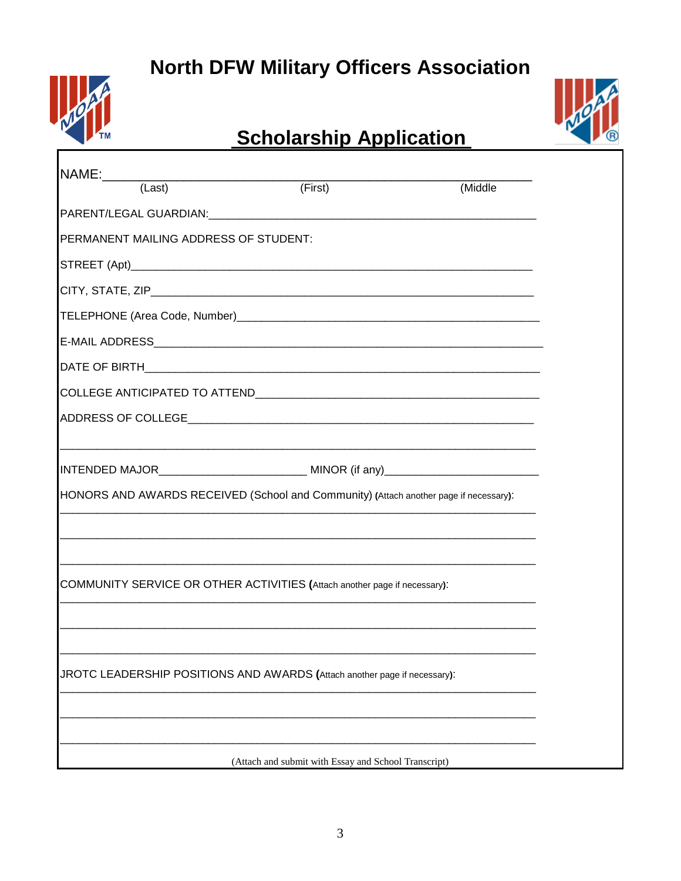# North DFW Military Officers Association

## Scholarship Application

NAME:______________________________________________________________
(Last) (First) (Middle

PARENT/LEGAL GUARDIAN:_____________________________________________

PERMANENT MAILING ADDRESS OF STUDENT:

STREET (Apt)______________________________________________________

CITY, STATE, ZIP__________________________________________________

TELEPHONE (Area Code, Number)______________________________________

E-MAIL ADDRESS____________________________________________________

DATE OF BIRTH_____________________________________________________

COLLEGE ANTICIPATED TO ATTEND______________________________________

ADDRESS OF COLLEGE________________________________________________

__________________________________________________________________

INTENDED MAJOR______________________ MINOR (if any)______________________

HONORS AND AWARDS RECEIVED (School and Community) (Attach another page if necessary):

__________________________________________________________________

__________________________________________________________________

__________________________________________________________________

COMMUNITY SERVICE OR OTHER ACTIVITIES (Attach another page if necessary):

__________________________________________________________________

__________________________________________________________________

__________________________________________________________________

JROTC LEADERSHIP POSITIONS AND AWARDS (Attach another page if necessary):

__________________________________________________________________

__________________________________________________________________

__________________________________________________________________

(Attach and submit with Essay and School Transcript)